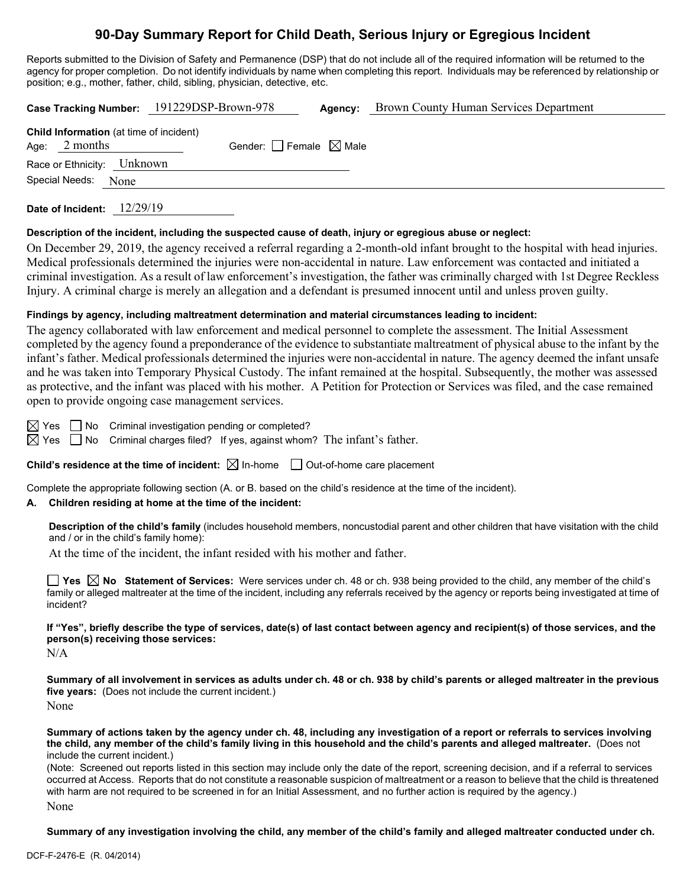# 90-Day Summary Report for Child Death, Serious Injury or Egregious Incident

Reports submitted to the Division of Safety and Permanence (DSP) that do not include all of the required information will be returned to the agency for proper completion. Do not identify individuals by name when completing this report. Individuals may be referenced by relationship or position; e.g., mother, father, child, sibling, physician, detective, etc.

**Case Tracking Number:** 191229DSP-Brown-978 **Agency:** Brown County Human Services Department

**Child Information** (at time of incident)

Age: 2 months Gender: ☐ Female ☒ Male

Race or Ethnicity: Unknown

Special Needs: None

**Date of Incident:** 12/29/19

**Description of the incident, including the suspected cause of death, injury or egregious abuse or neglect:**

On December 29, 2019, the agency received a referral regarding a 2-month-old infant brought to the hospital with head injuries. Medical professionals determined the injuries were non-accidental in nature. Law enforcement was contacted and initiated a criminal investigation. As a result of law enforcement's investigation, the father was criminally charged with 1st Degree Reckless Injury. A criminal charge is merely an allegation and a defendant is presumed innocent until and unless proven guilty.

**Findings by agency, including maltreatment determination and material circumstances leading to incident:**

The agency collaborated with law enforcement and medical personnel to complete the assessment. The Initial Assessment completed by the agency found a preponderance of the evidence to substantiate maltreatment of physical abuse to the infant by the infant's father. Medical professionals determined the injuries were non-accidental in nature. The agency deemed the infant unsafe and he was taken into Temporary Physical Custody. The infant remained at the hospital. Subsequently, the mother was assessed as protective, and the infant was placed with his mother. A Petition for Protection or Services was filed, and the case remained open to provide ongoing case management services.

☒ Yes ☐ No Criminal investigation pending or completed?

☒ Yes ☐ No Criminal charges filed? If yes, against whom? The infant's father.

**Child's residence at the time of incident:** ☒ In-home ☐ Out-of-home care placement

Complete the appropriate following section (A. or B. based on the child's residence at the time of the incident).

**A. Children residing at home at the time of the incident:**

**Description of the child's family** (includes household members, noncustodial parent and other children that have visitation with the child and / or in the child's family home):

At the time of the incident, the infant resided with his mother and father.

☐ **Yes** ☒ **No Statement of Services:** Were services under ch. 48 or ch. 938 being provided to the child, any member of the child's family or alleged maltreater at the time of the incident, including any referrals received by the agency or reports being investigated at time of incident?

**If "Yes", briefly describe the type of services, date(s) of last contact between agency and recipient(s) of those services, and the person(s) receiving those services:**

N/A

**Summary of all involvement in services as adults under ch. 48 or ch. 938 by child's parents or alleged maltreater in the previous five years:** (Does not include the current incident.)

None

**Summary of actions taken by the agency under ch. 48, including any investigation of a report or referrals to services involving the child, any member of the child's family living in this household and the child's parents and alleged maltreater.** (Does not include the current incident.)

(Note: Screened out reports listed in this section may include only the date of the report, screening decision, and if a referral to services occurred at Access. Reports that do not constitute a reasonable suspicion of maltreatment or a reason to believe that the child is threatened with harm are not required to be screened in for an Initial Assessment, and no further action is required by the agency.)

None

**Summary of any investigation involving the child, any member of the child's family and alleged maltreater conducted under ch.**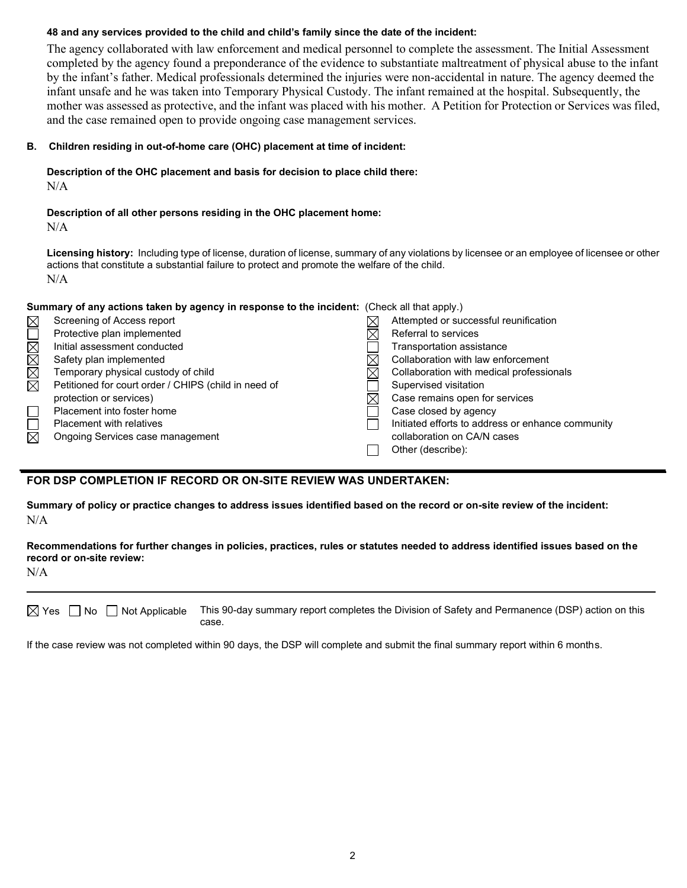**48 and any services provided to the child and child's family since the date of the incident:**

The agency collaborated with law enforcement and medical personnel to complete the assessment. The Initial Assessment completed by the agency found a preponderance of the evidence to substantiate maltreatment of physical abuse to the infant by the infant's father. Medical professionals determined the injuries were non-accidental in nature. The agency deemed the infant unsafe and he was taken into Temporary Physical Custody. The infant remained at the hospital. Subsequently, the mother was assessed as protective, and the infant was placed with his mother. A Petition for Protection or Services was filed, and the case remained open to provide ongoing case management services.

**B. Children residing in out-of-home care (OHC) placement at time of incident:**

**Description of the OHC placement and basis for decision to place child there:**
N/A

**Description of all other persons residing in the OHC placement home:**
N/A

**Licensing history:** Including type of license, duration of license, summary of any violations by licensee or an employee of licensee or other actions that constitute a substantial failure to protect and promote the welfare of the child.
N/A

**Summary of any actions taken by agency in response to the incident:** (Check all that apply.)

- ☒ Screening of Access report
- ☐ Protective plan implemented
- ☒ Initial assessment conducted
- ☒ Safety plan implemented
- ☒ Temporary physical custody of child
- ☒ Petitioned for court order / CHIPS (child in need of protection or services)
- ☐ Placement into foster home
- ☐ Placement with relatives
- ☒ Ongoing Services case management
- ☒ Attempted or successful reunification
- ☒ Referral to services
- ☐ Transportation assistance
- ☒ Collaboration with law enforcement
- ☒ Collaboration with medical professionals
- ☐ Supervised visitation
- ☒ Case remains open for services
- ☐ Case closed by agency
- ☐ Initiated efforts to address or enhance community collaboration on CA/N cases
- ☐ Other (describe):

---

## FOR DSP COMPLETION IF RECORD OR ON-SITE REVIEW WAS UNDERTAKEN:

**Summary of policy or practice changes to address issues identified based on the record or on-site review of the incident:**
N/A

**Recommendations for further changes in policies, practices, rules or statutes needed to address identified issues based on the record or on-site review:**
N/A

---

☒ Yes ☐ No ☐ Not Applicable This 90-day summary report completes the Division of Safety and Permanence (DSP) action on this case.

If the case review was not completed within 90 days, the DSP will complete and submit the final summary report within 6 months.